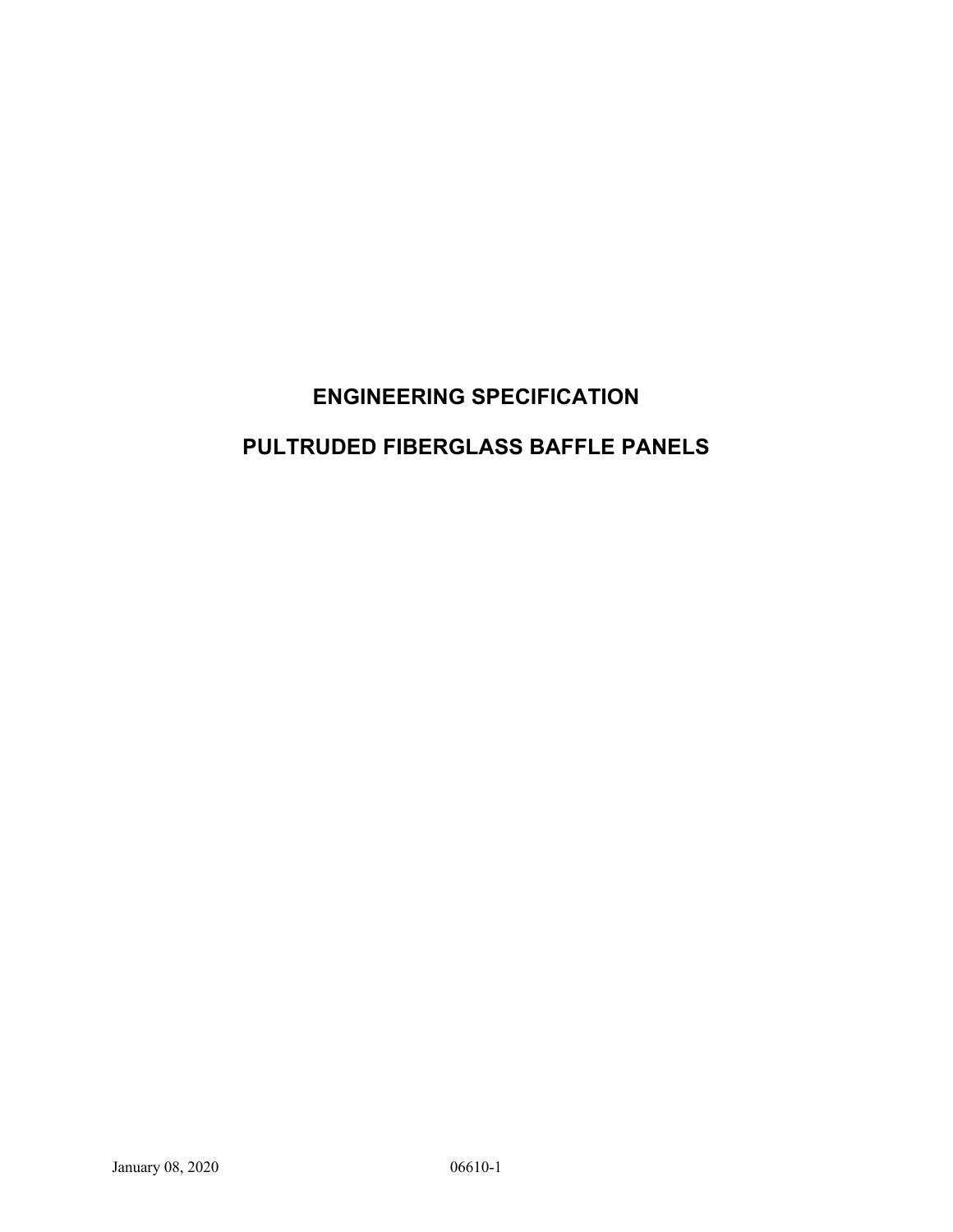# ENGINEERING SPECIFICATION

# PULTRUDED FIBERGLASS BAFFLE PANELS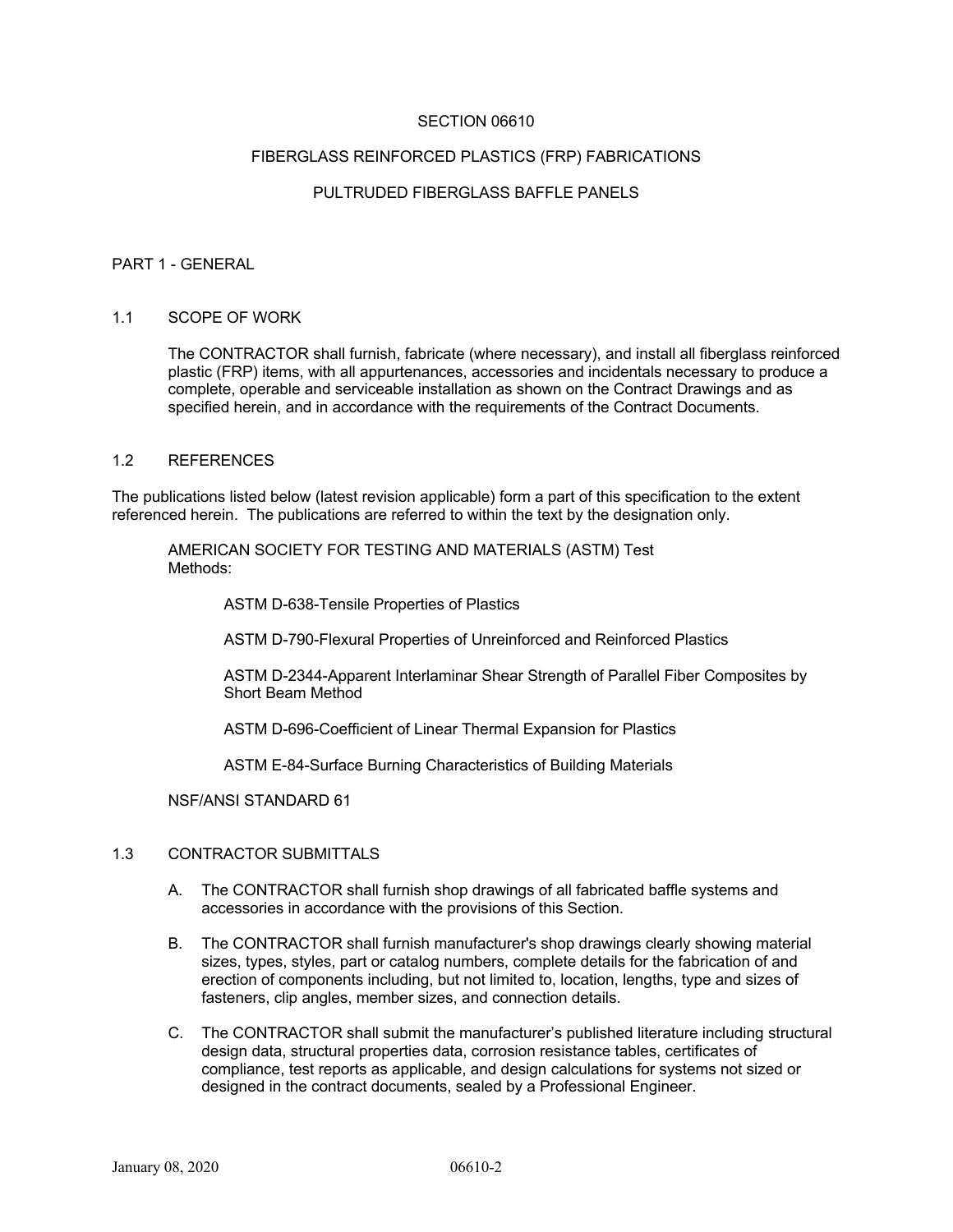# SECTION 06610

## FIBERGLASS REINFORCED PLASTICS (FRP) FABRICATIONS

## PULTRUDED FIBERGLASS BAFFLE PANELS

## PART 1 - GENERAL

### 1.1 SCOPE OF WORK

The CONTRACTOR shall furnish, fabricate (where necessary), and install all fiberglass reinforced plastic (FRP) items, with all appurtenances, accessories and incidentals necessary to produce a complete, operable and serviceable installation as shown on the Contract Drawings and as specified herein, and in accordance with the requirements of the Contract Documents.

### 1.2 REFERENCES

The publications listed below (latest revision applicable) form a part of this specification to the extent referenced herein. The publications are referred to within the text by the designation only.

AMERICAN SOCIETY FOR TESTING AND MATERIALS (ASTM) Test Methods:

- ASTM D-638-Tensile Properties of Plastics
- ASTM D-790-Flexural Properties of Unreinforced and Reinforced Plastics
- ASTM D-2344-Apparent Interlaminar Shear Strength of Parallel Fiber Composites by Short Beam Method
- ASTM D-696-Coefficient of Linear Thermal Expansion for Plastics
- ASTM E-84-Surface Burning Characteristics of Building Materials

NSF/ANSI STANDARD 61

### 1.3 CONTRACTOR SUBMITTALS

A. The CONTRACTOR shall furnish shop drawings of all fabricated baffle systems and accessories in accordance with the provisions of this Section.

B. The CONTRACTOR shall furnish manufacturer's shop drawings clearly showing material sizes, types, styles, part or catalog numbers, complete details for the fabrication of and erection of components including, but not limited to, location, lengths, type and sizes of fasteners, clip angles, member sizes, and connection details.

C. The CONTRACTOR shall submit the manufacturer's published literature including structural design data, structural properties data, corrosion resistance tables, certificates of compliance, test reports as applicable, and design calculations for systems not sized or designed in the contract documents, sealed by a Professional Engineer.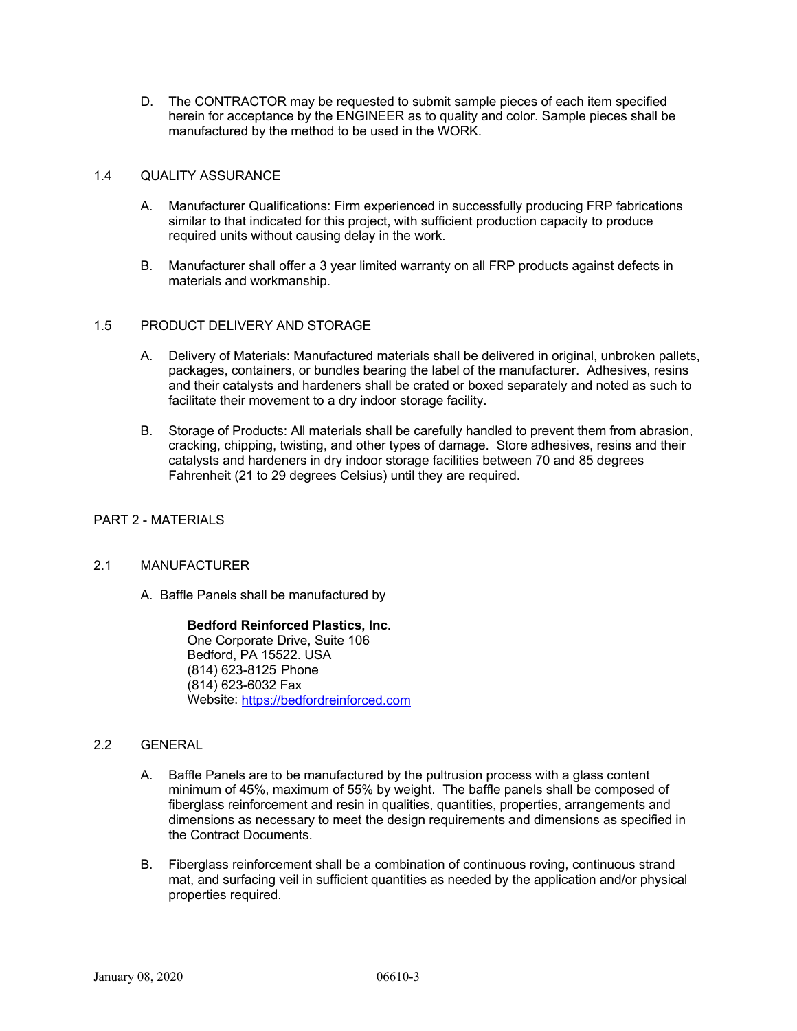D. The CONTRACTOR may be requested to submit sample pieces of each item specified herein for acceptance by the ENGINEER as to quality and color. Sample pieces shall be manufactured by the method to be used in the WORK.

## 1.4 QUALITY ASSURANCE

A. Manufacturer Qualifications: Firm experienced in successfully producing FRP fabrications similar to that indicated for this project, with sufficient production capacity to produce required units without causing delay in the work.

B. Manufacturer shall offer a 3 year limited warranty on all FRP products against defects in materials and workmanship.

## 1.5 PRODUCT DELIVERY AND STORAGE

A. Delivery of Materials: Manufactured materials shall be delivered in original, unbroken pallets, packages, containers, or bundles bearing the label of the manufacturer. Adhesives, resins and their catalysts and hardeners shall be crated or boxed separately and noted as such to facilitate their movement to a dry indoor storage facility.

B. Storage of Products: All materials shall be carefully handled to prevent them from abrasion, cracking, chipping, twisting, and other types of damage. Store adhesives, resins and their catalysts and hardeners in dry indoor storage facilities between 70 and 85 degrees Fahrenheit (21 to 29 degrees Celsius) until they are required.

# PART 2 - MATERIALS

## 2.1 MANUFACTURER

A. Baffle Panels shall be manufactured by

**Bedford Reinforced Plastics, Inc.**
One Corporate Drive, Suite 106
Bedford, PA 15522. USA
(814) 623-8125 Phone
(814) 623-6032 Fax
Website: [https://bedfordreinforced.com](https://bedfordreinforced.com)

## 2.2 GENERAL

A. Baffle Panels are to be manufactured by the pultrusion process with a glass content minimum of 45%, maximum of 55% by weight. The baffle panels shall be composed of fiberglass reinforcement and resin in qualities, quantities, properties, arrangements and dimensions as necessary to meet the design requirements and dimensions as specified in the Contract Documents.

B. Fiberglass reinforcement shall be a combination of continuous roving, continuous strand mat, and surfacing veil in sufficient quantities as needed by the application and/or physical properties required.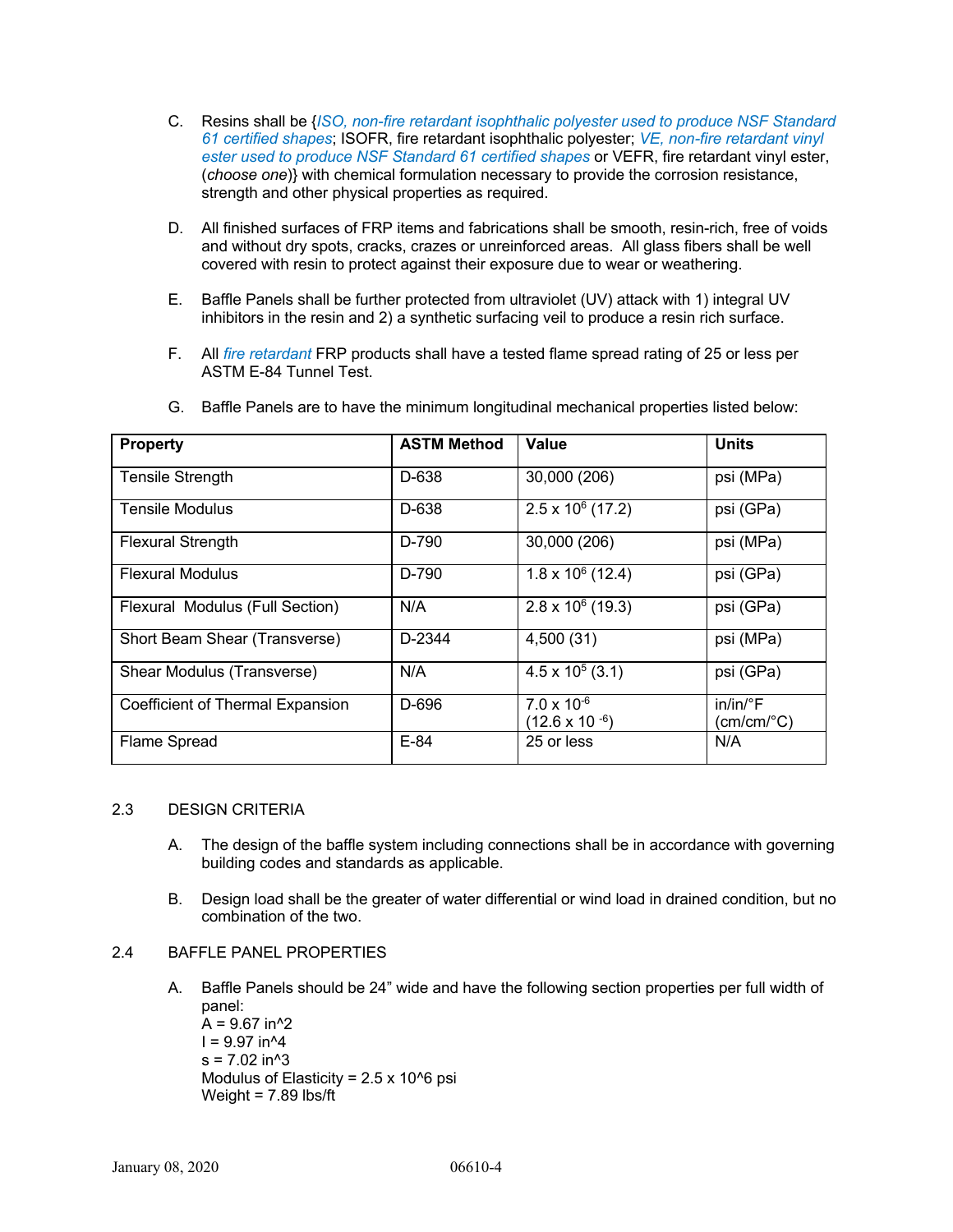C. Resins shall be {*ISO, non-fire retardant isophthalic polyester used to produce NSF Standard 61 certified shapes*; ISOFR, fire retardant isophthalic polyester; *VE, non-fire retardant vinyl ester used to produce NSF Standard 61 certified shapes* or VEFR, fire retardant vinyl ester, (*choose one*)} with chemical formulation necessary to provide the corrosion resistance, strength and other physical properties as required.

D. All finished surfaces of FRP items and fabrications shall be smooth, resin-rich, free of voids and without dry spots, cracks, crazes or unreinforced areas. All glass fibers shall be well covered with resin to protect against their exposure due to wear or weathering.

E. Baffle Panels shall be further protected from ultraviolet (UV) attack with 1) integral UV inhibitors in the resin and 2) a synthetic surfacing veil to produce a resin rich surface.

F. All *fire retardant* FRP products shall have a tested flame spread rating of 25 or less per ASTM E-84 Tunnel Test.

G. Baffle Panels are to have the minimum longitudinal mechanical properties listed below:

| **Property** | **ASTM Method** | **Value** | **Units** |
|---|---|---|---|
| Tensile Strength | D-638 | 30,000 (206) | psi (MPa) |
| Tensile Modulus | D-638 | $2.5 \times 10^6$ (17.2) | psi (GPa) |
| Flexural Strength | D-790 | 30,000 (206) | psi (MPa) |
| Flexural Modulus | D-790 | $1.8 \times 10^6$ (12.4) | psi (GPa) |
| Flexural Modulus (Full Section) | N/A | $2.8 \times 10^6$ (19.3) | psi (GPa) |
| Short Beam Shear (Transverse) | D-2344 | 4,500 (31) | psi (MPa) |
| Shear Modulus (Transverse) | N/A | $4.5 \times 10^5$ (3.1) | psi (GPa) |
| Coefficient of Thermal Expansion | D-696 | $7.0 \times 10^{-6}$ ($12.6 \times 10^{-6}$) | in/in/°F (cm/cm/°C) |
| Flame Spread | E-84 | 25 or less | N/A |

## 2.3 DESIGN CRITERIA

A. The design of the baffle system including connections shall be in accordance with governing building codes and standards as applicable.

B. Design load shall be the greater of water differential or wind load in drained condition, but no combination of the two.

## 2.4 BAFFLE PANEL PROPERTIES

A. Baffle Panels should be 24" wide and have the following section properties per full width of panel:
A = 9.67 in^2
I = 9.97 in^4
s = 7.02 in^3
Modulus of Elasticity = 2.5 x 10^6 psi
Weight = 7.89 lbs/ft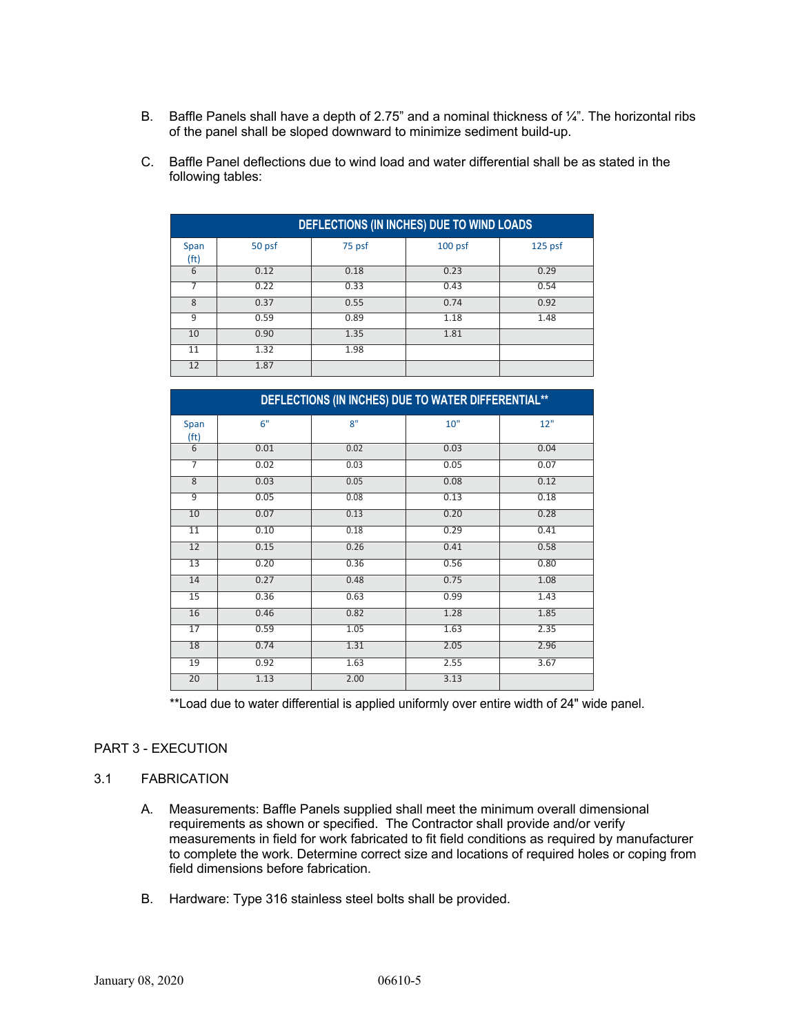B. Baffle Panels shall have a depth of 2.75" and a nominal thickness of ¼". The horizontal ribs of the panel shall be sloped downward to minimize sediment build-up.

C. Baffle Panel deflections due to wind load and water differential shall be as stated in the following tables:

| DEFLECTIONS (IN INCHES) DUE TO WIND LOADS | | | | |
|---|---|---|---|---|
| Span (ft) | 50 psf | 75 psf | 100 psf | 125 psf |
| 6 | 0.12 | 0.18 | 0.23 | 0.29 |
| 7 | 0.22 | 0.33 | 0.43 | 0.54 |
| 8 | 0.37 | 0.55 | 0.74 | 0.92 |
| 9 | 0.59 | 0.89 | 1.18 | 1.48 |
| 10 | 0.90 | 1.35 | 1.81 | |
| 11 | 1.32 | 1.98 | | |
| 12 | 1.87 | | | |

| DEFLECTIONS (IN INCHES) DUE TO WATER DIFFERENTIAL** | | | | |
|---|---|---|---|---|
| Span (ft) | 6" | 8" | 10" | 12" |
| 6 | 0.01 | 0.02 | 0.03 | 0.04 |
| 7 | 0.02 | 0.03 | 0.05 | 0.07 |
| 8 | 0.03 | 0.05 | 0.08 | 0.12 |
| 9 | 0.05 | 0.08 | 0.13 | 0.18 |
| 10 | 0.07 | 0.13 | 0.20 | 0.28 |
| 11 | 0.10 | 0.18 | 0.29 | 0.41 |
| 12 | 0.15 | 0.26 | 0.41 | 0.58 |
| 13 | 0.20 | 0.36 | 0.56 | 0.80 |
| 14 | 0.27 | 0.48 | 0.75 | 1.08 |
| 15 | 0.36 | 0.63 | 0.99 | 1.43 |
| 16 | 0.46 | 0.82 | 1.28 | 1.85 |
| 17 | 0.59 | 1.05 | 1.63 | 2.35 |
| 18 | 0.74 | 1.31 | 2.05 | 2.96 |
| 19 | 0.92 | 1.63 | 2.55 | 3.67 |
| 20 | 1.13 | 2.00 | 3.13 | |

**Load due to water differential is applied uniformly over entire width of 24" wide panel.

## PART 3 - EXECUTION

### 3.1 FABRICATION

A. Measurements: Baffle Panels supplied shall meet the minimum overall dimensional requirements as shown or specified. The Contractor shall provide and/or verify measurements in field for work fabricated to fit field conditions as required by manufacturer to complete the work. Determine correct size and locations of required holes or coping from field dimensions before fabrication.

B. Hardware: Type 316 stainless steel bolts shall be provided.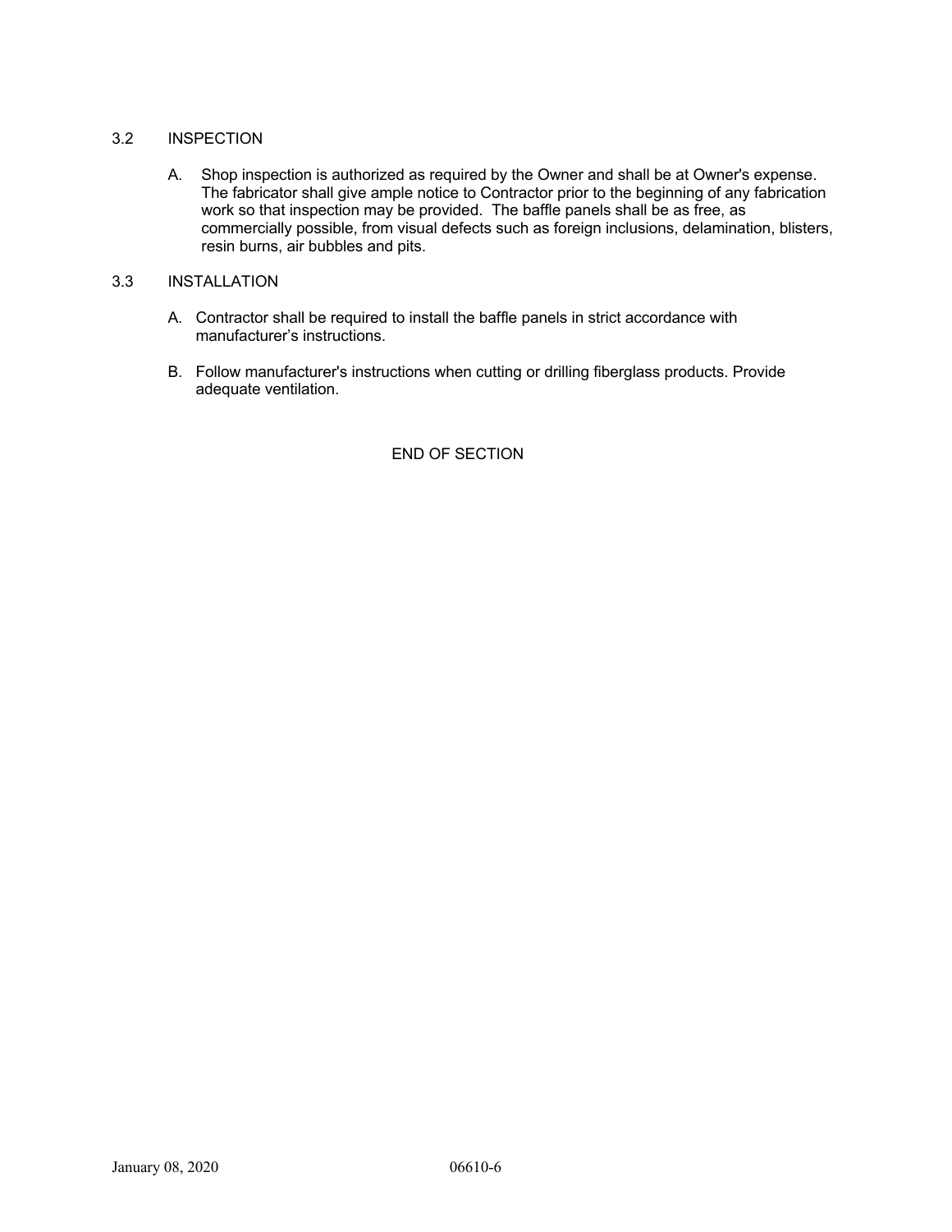## 3.2 INSPECTION

A. Shop inspection is authorized as required by the Owner and shall be at Owner's expense. The fabricator shall give ample notice to Contractor prior to the beginning of any fabrication work so that inspection may be provided. The baffle panels shall be as free, as commercially possible, from visual defects such as foreign inclusions, delamination, blisters, resin burns, air bubbles and pits.

## 3.3 INSTALLATION

A. Contractor shall be required to install the baffle panels in strict accordance with manufacturer's instructions.

B. Follow manufacturer's instructions when cutting or drilling fiberglass products. Provide adequate ventilation.

END OF SECTION